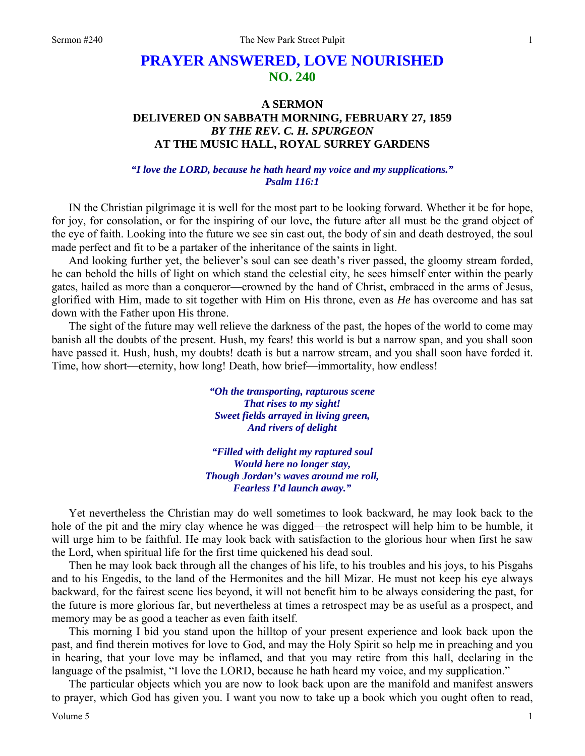# PRAYER ANSWERED, LOVE NOURISHED
## NO. 240

### A SERMON
### DELIVERED ON SABBATH MORNING, FEBRUARY 27, 1859
### *BY THE REV. C. H. SPURGEON*
### AT THE MUSIC HALL, ROYAL SURREY GARDENS

***"I love the LORD, because he hath heard my voice and my supplications."***
***Psalm 116:1***

IN the Christian pilgrimage it is well for the most part to be looking forward. Whether it be for hope, for joy, for consolation, or for the inspiring of our love, the future after all must be the grand object of the eye of faith. Looking into the future we see sin cast out, the body of sin and death destroyed, the soul made perfect and fit to be a partaker of the inheritance of the saints in light.

And looking further yet, the believer's soul can see death's river passed, the gloomy stream forded, he can behold the hills of light on which stand the celestial city, he sees himself enter within the pearly gates, hailed as more than a conqueror—crowned by the hand of Christ, embraced in the arms of Jesus, glorified with Him, made to sit together with Him on His throne, even as *He* has overcome and has sat down with the Father upon His throne.

The sight of the future may well relieve the darkness of the past, the hopes of the world to come may banish all the doubts of the present. Hush, my fears! this world is but a narrow span, and you shall soon have passed it. Hush, hush, my doubts! death is but a narrow stream, and you shall soon have forded it. Time, how short—eternity, how long! Death, how brief—immortality, how endless!

***"Oh the transporting, rapturous scene***
***That rises to my sight!***
***Sweet fields arrayed in living green,***
***And rivers of delight***

***"Filled with delight my raptured soul***
***Would here no longer stay,***
***Though Jordan's waves around me roll,***
***Fearless I'd launch away."***

Yet nevertheless the Christian may do well sometimes to look backward, he may look back to the hole of the pit and the miry clay whence he was digged—the retrospect will help him to be humble, it will urge him to be faithful. He may look back with satisfaction to the glorious hour when first he saw the Lord, when spiritual life for the first time quickened his dead soul.

Then he may look back through all the changes of his life, to his troubles and his joys, to his Pisgahs and to his Engedis, to the land of the Hermonites and the hill Mizar. He must not keep his eye always backward, for the fairest scene lies beyond, it will not benefit him to be always considering the past, for the future is more glorious far, but nevertheless at times a retrospect may be as useful as a prospect, and memory may be as good a teacher as even faith itself.

This morning I bid you stand upon the hilltop of your present experience and look back upon the past, and find therein motives for love to God, and may the Holy Spirit so help me in preaching and you in hearing, that your love may be inflamed, and that you may retire from this hall, declaring in the language of the psalmist, "I love the LORD, because he hath heard my voice, and my supplication."

The particular objects which you are now to look back upon are the manifold and manifest answers to prayer, which God has given you. I want you now to take up a book which you ought often to read,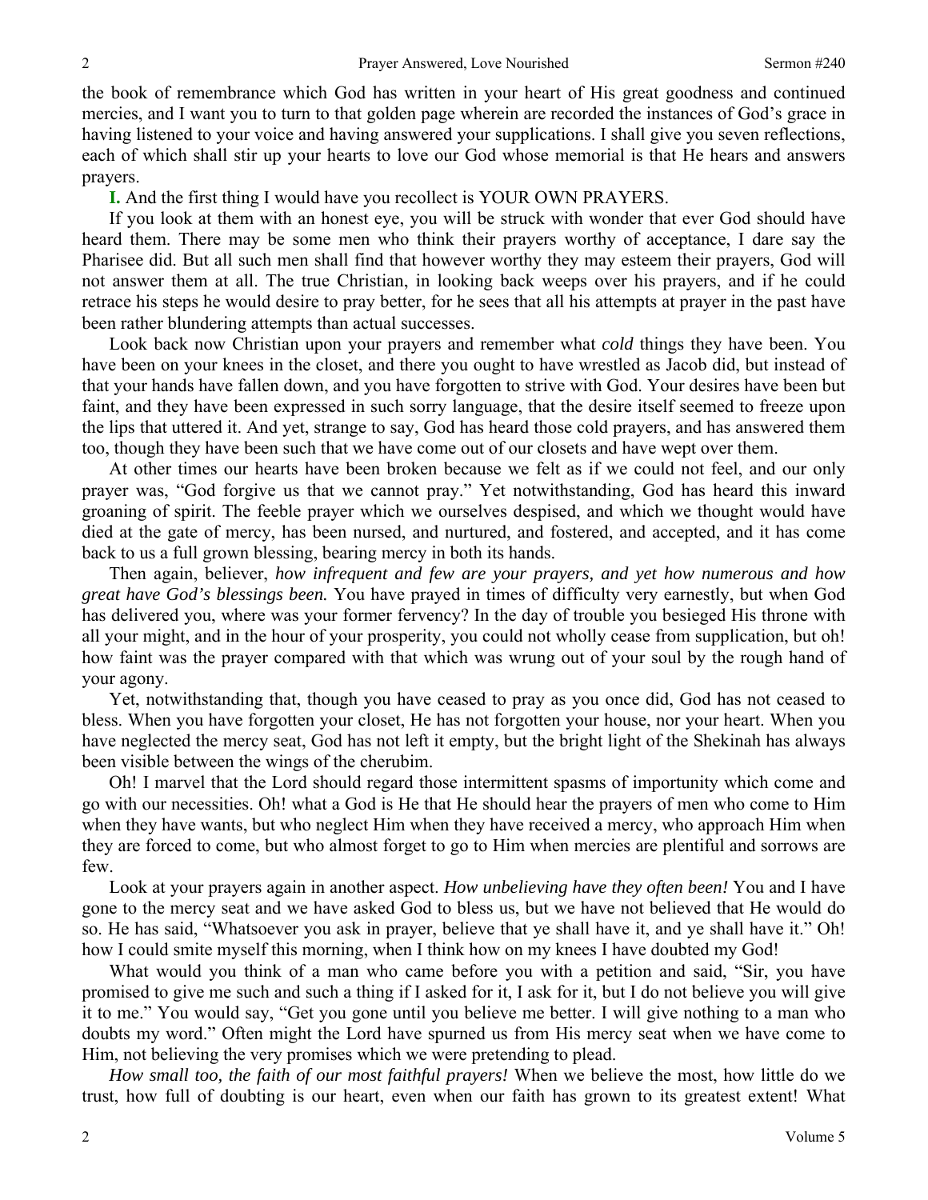the book of remembrance which God has written in your heart of His great goodness and continued mercies, and I want you to turn to that golden page wherein are recorded the instances of God's grace in having listened to your voice and having answered your supplications. I shall give you seven reflections, each of which shall stir up your hearts to love our God whose memorial is that He hears and answers prayers.

**I.** And the first thing I would have you recollect is YOUR OWN PRAYERS.

If you look at them with an honest eye, you will be struck with wonder that ever God should have heard them. There may be some men who think their prayers worthy of acceptance, I dare say the Pharisee did. But all such men shall find that however worthy they may esteem their prayers, God will not answer them at all. The true Christian, in looking back weeps over his prayers, and if he could retrace his steps he would desire to pray better, for he sees that all his attempts at prayer in the past have been rather blundering attempts than actual successes.

Look back now Christian upon your prayers and remember what *cold* things they have been. You have been on your knees in the closet, and there you ought to have wrestled as Jacob did, but instead of that your hands have fallen down, and you have forgotten to strive with God. Your desires have been but faint, and they have been expressed in such sorry language, that the desire itself seemed to freeze upon the lips that uttered it. And yet, strange to say, God has heard those cold prayers, and has answered them too, though they have been such that we have come out of our closets and have wept over them.

At other times our hearts have been broken because we felt as if we could not feel, and our only prayer was, "God forgive us that we cannot pray." Yet notwithstanding, God has heard this inward groaning of spirit. The feeble prayer which we ourselves despised, and which we thought would have died at the gate of mercy, has been nursed, and nurtured, and fostered, and accepted, and it has come back to us a full grown blessing, bearing mercy in both its hands.

Then again, believer, *how infrequent and few are your prayers, and yet how numerous and how great have God's blessings been.* You have prayed in times of difficulty very earnestly, but when God has delivered you, where was your former fervency? In the day of trouble you besieged His throne with all your might, and in the hour of your prosperity, you could not wholly cease from supplication, but oh! how faint was the prayer compared with that which was wrung out of your soul by the rough hand of your agony.

Yet, notwithstanding that, though you have ceased to pray as you once did, God has not ceased to bless. When you have forgotten your closet, He has not forgotten your house, nor your heart. When you have neglected the mercy seat, God has not left it empty, but the bright light of the Shekinah has always been visible between the wings of the cherubim.

Oh! I marvel that the Lord should regard those intermittent spasms of importunity which come and go with our necessities. Oh! what a God is He that He should hear the prayers of men who come to Him when they have wants, but who neglect Him when they have received a mercy, who approach Him when they are forced to come, but who almost forget to go to Him when mercies are plentiful and sorrows are few.

Look at your prayers again in another aspect. *How unbelieving have they often been!* You and I have gone to the mercy seat and we have asked God to bless us, but we have not believed that He would do so. He has said, "Whatsoever you ask in prayer, believe that ye shall have it, and ye shall have it." Oh! how I could smite myself this morning, when I think how on my knees I have doubted my God!

What would you think of a man who came before you with a petition and said, "Sir, you have promised to give me such and such a thing if I asked for it, I ask for it, but I do not believe you will give it to me." You would say, "Get you gone until you believe me better. I will give nothing to a man who doubts my word." Often might the Lord have spurned us from His mercy seat when we have come to Him, not believing the very promises which we were pretending to plead.

*How small too, the faith of our most faithful prayers!* When we believe the most, how little do we trust, how full of doubting is our heart, even when our faith has grown to its greatest extent! What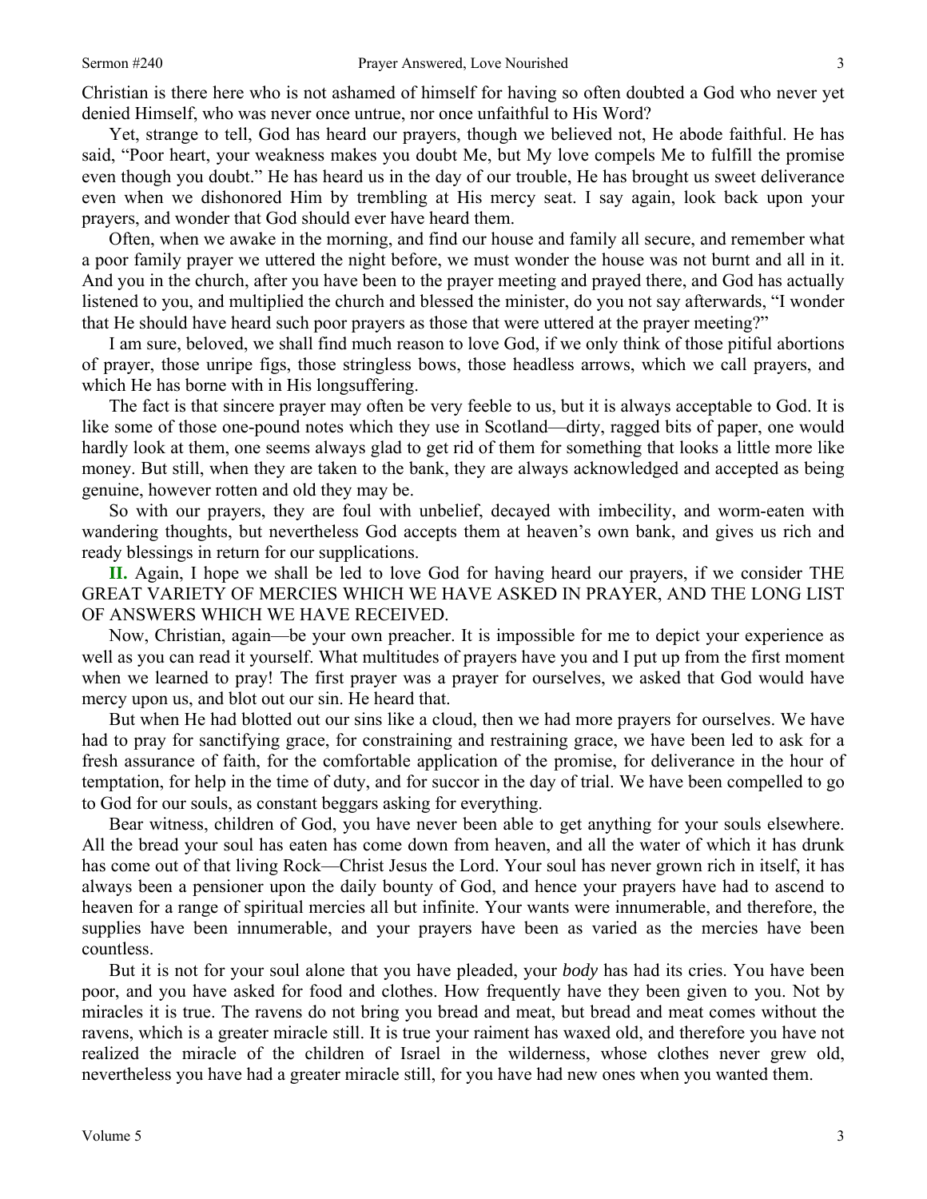Christian is there here who is not ashamed of himself for having so often doubted a God who never yet denied Himself, who was never once untrue, nor once unfaithful to His Word?

Yet, strange to tell, God has heard our prayers, though we believed not, He abode faithful. He has said, "Poor heart, your weakness makes you doubt Me, but My love compels Me to fulfill the promise even though you doubt." He has heard us in the day of our trouble, He has brought us sweet deliverance even when we dishonored Him by trembling at His mercy seat. I say again, look back upon your prayers, and wonder that God should ever have heard them.

Often, when we awake in the morning, and find our house and family all secure, and remember what a poor family prayer we uttered the night before, we must wonder the house was not burnt and all in it. And you in the church, after you have been to the prayer meeting and prayed there, and God has actually listened to you, and multiplied the church and blessed the minister, do you not say afterwards, "I wonder that He should have heard such poor prayers as those that were uttered at the prayer meeting?"

I am sure, beloved, we shall find much reason to love God, if we only think of those pitiful abortions of prayer, those unripe figs, those stringless bows, those headless arrows, which we call prayers, and which He has borne with in His longsuffering.

The fact is that sincere prayer may often be very feeble to us, but it is always acceptable to God. It is like some of those one-pound notes which they use in Scotland—dirty, ragged bits of paper, one would hardly look at them, one seems always glad to get rid of them for something that looks a little more like money. But still, when they are taken to the bank, they are always acknowledged and accepted as being genuine, however rotten and old they may be.

So with our prayers, they are foul with unbelief, decayed with imbecility, and worm-eaten with wandering thoughts, but nevertheless God accepts them at heaven's own bank, and gives us rich and ready blessings in return for our supplications.

**II.** Again, I hope we shall be led to love God for having heard our prayers, if we consider THE GREAT VARIETY OF MERCIES WHICH WE HAVE ASKED IN PRAYER, AND THE LONG LIST OF ANSWERS WHICH WE HAVE RECEIVED.

Now, Christian, again—be your own preacher. It is impossible for me to depict your experience as well as you can read it yourself. What multitudes of prayers have you and I put up from the first moment when we learned to pray! The first prayer was a prayer for ourselves, we asked that God would have mercy upon us, and blot out our sin. He heard that.

But when He had blotted out our sins like a cloud, then we had more prayers for ourselves. We have had to pray for sanctifying grace, for constraining and restraining grace, we have been led to ask for a fresh assurance of faith, for the comfortable application of the promise, for deliverance in the hour of temptation, for help in the time of duty, and for succor in the day of trial. We have been compelled to go to God for our souls, as constant beggars asking for everything.

Bear witness, children of God, you have never been able to get anything for your souls elsewhere. All the bread your soul has eaten has come down from heaven, and all the water of which it has drunk has come out of that living Rock—Christ Jesus the Lord. Your soul has never grown rich in itself, it has always been a pensioner upon the daily bounty of God, and hence your prayers have had to ascend to heaven for a range of spiritual mercies all but infinite. Your wants were innumerable, and therefore, the supplies have been innumerable, and your prayers have been as varied as the mercies have been countless.

But it is not for your soul alone that you have pleaded, your *body* has had its cries. You have been poor, and you have asked for food and clothes. How frequently have they been given to you. Not by miracles it is true. The ravens do not bring you bread and meat, but bread and meat comes without the ravens, which is a greater miracle still. It is true your raiment has waxed old, and therefore you have not realized the miracle of the children of Israel in the wilderness, whose clothes never grew old, nevertheless you have had a greater miracle still, for you have had new ones when you wanted them.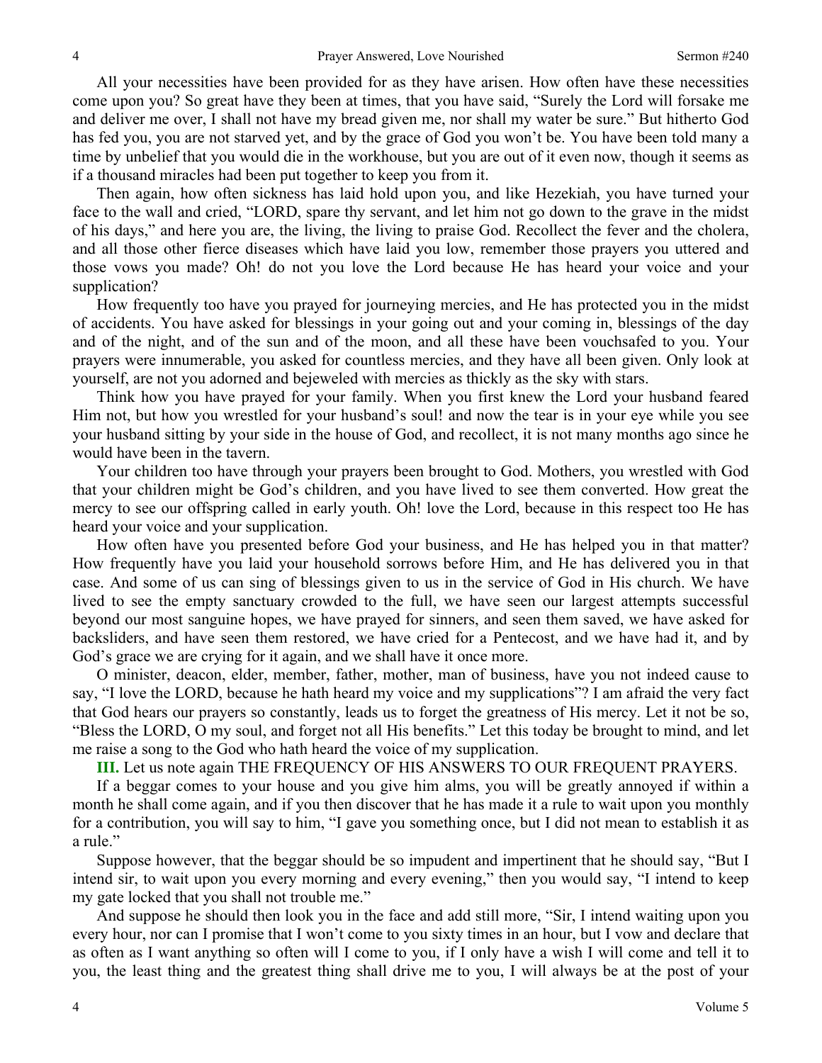All your necessities have been provided for as they have arisen. How often have these necessities come upon you? So great have they been at times, that you have said, "Surely the Lord will forsake me and deliver me over, I shall not have my bread given me, nor shall my water be sure." But hitherto God has fed you, you are not starved yet, and by the grace of God you won't be. You have been told many a time by unbelief that you would die in the workhouse, but you are out of it even now, though it seems as if a thousand miracles had been put together to keep you from it.

Then again, how often sickness has laid hold upon you, and like Hezekiah, you have turned your face to the wall and cried, "LORD, spare thy servant, and let him not go down to the grave in the midst of his days," and here you are, the living, the living to praise God. Recollect the fever and the cholera, and all those other fierce diseases which have laid you low, remember those prayers you uttered and those vows you made? Oh! do not you love the Lord because He has heard your voice and your supplication?

How frequently too have you prayed for journeying mercies, and He has protected you in the midst of accidents. You have asked for blessings in your going out and your coming in, blessings of the day and of the night, and of the sun and of the moon, and all these have been vouchsafed to you. Your prayers were innumerable, you asked for countless mercies, and they have all been given. Only look at yourself, are not you adorned and bejeweled with mercies as thickly as the sky with stars.

Think how you have prayed for your family. When you first knew the Lord your husband feared Him not, but how you wrestled for your husband's soul! and now the tear is in your eye while you see your husband sitting by your side in the house of God, and recollect, it is not many months ago since he would have been in the tavern.

Your children too have through your prayers been brought to God. Mothers, you wrestled with God that your children might be God's children, and you have lived to see them converted. How great the mercy to see our offspring called in early youth. Oh! love the Lord, because in this respect too He has heard your voice and your supplication.

How often have you presented before God your business, and He has helped you in that matter? How frequently have you laid your household sorrows before Him, and He has delivered you in that case. And some of us can sing of blessings given to us in the service of God in His church. We have lived to see the empty sanctuary crowded to the full, we have seen our largest attempts successful beyond our most sanguine hopes, we have prayed for sinners, and seen them saved, we have asked for backsliders, and have seen them restored, we have cried for a Pentecost, and we have had it, and by God's grace we are crying for it again, and we shall have it once more.

O minister, deacon, elder, member, father, mother, man of business, have you not indeed cause to say, "I love the LORD, because he hath heard my voice and my supplications"? I am afraid the very fact that God hears our prayers so constantly, leads us to forget the greatness of His mercy. Let it not be so, "Bless the LORD, O my soul, and forget not all His benefits." Let this today be brought to mind, and let me raise a song to the God who hath heard the voice of my supplication.

**III.** Let us note again THE FREQUENCY OF HIS ANSWERS TO OUR FREQUENT PRAYERS.

If a beggar comes to your house and you give him alms, you will be greatly annoyed if within a month he shall come again, and if you then discover that he has made it a rule to wait upon you monthly for a contribution, you will say to him, "I gave you something once, but I did not mean to establish it as a rule."

Suppose however, that the beggar should be so impudent and impertinent that he should say, "But I intend sir, to wait upon you every morning and every evening," then you would say, "I intend to keep my gate locked that you shall not trouble me."

And suppose he should then look you in the face and add still more, "Sir, I intend waiting upon you every hour, nor can I promise that I won't come to you sixty times in an hour, but I vow and declare that as often as I want anything so often will I come to you, if I only have a wish I will come and tell it to you, the least thing and the greatest thing shall drive me to you, I will always be at the post of your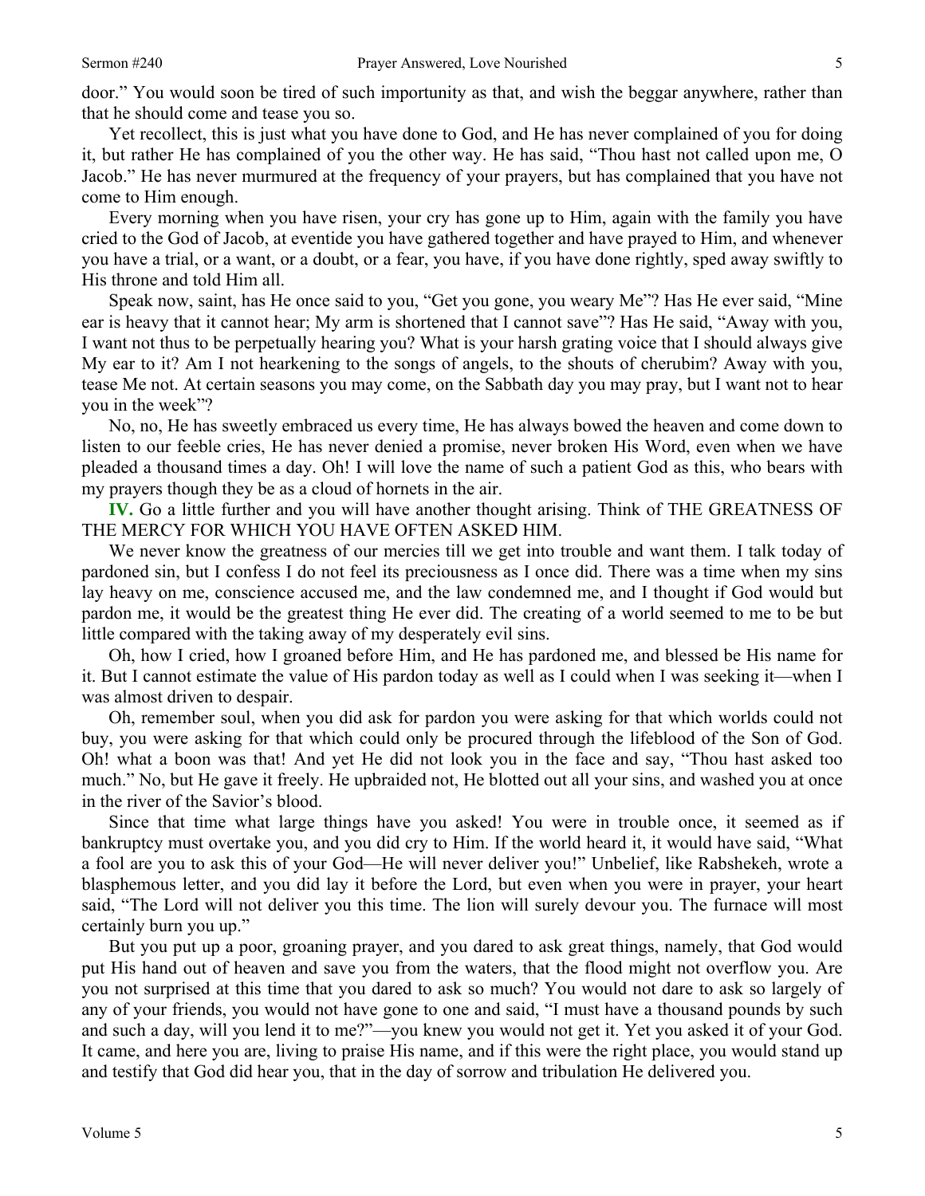door." You would soon be tired of such importunity as that, and wish the beggar anywhere, rather than that he should come and tease you so.

Yet recollect, this is just what you have done to God, and He has never complained of you for doing it, but rather He has complained of you the other way. He has said, "Thou hast not called upon me, O Jacob." He has never murmured at the frequency of your prayers, but has complained that you have not come to Him enough.

Every morning when you have risen, your cry has gone up to Him, again with the family you have cried to the God of Jacob, at eventide you have gathered together and have prayed to Him, and whenever you have a trial, or a want, or a doubt, or a fear, you have, if you have done rightly, sped away swiftly to His throne and told Him all.

Speak now, saint, has He once said to you, "Get you gone, you weary Me"? Has He ever said, "Mine ear is heavy that it cannot hear; My arm is shortened that I cannot save"? Has He said, "Away with you, I want not thus to be perpetually hearing you? What is your harsh grating voice that I should always give My ear to it? Am I not hearkening to the songs of angels, to the shouts of cherubim? Away with you, tease Me not. At certain seasons you may come, on the Sabbath day you may pray, but I want not to hear you in the week"?

No, no, He has sweetly embraced us every time, He has always bowed the heaven and come down to listen to our feeble cries, He has never denied a promise, never broken His Word, even when we have pleaded a thousand times a day. Oh! I will love the name of such a patient God as this, who bears with my prayers though they be as a cloud of hornets in the air.

**IV.** Go a little further and you will have another thought arising. Think of THE GREATNESS OF THE MERCY FOR WHICH YOU HAVE OFTEN ASKED HIM.

We never know the greatness of our mercies till we get into trouble and want them. I talk today of pardoned sin, but I confess I do not feel its preciousness as I once did. There was a time when my sins lay heavy on me, conscience accused me, and the law condemned me, and I thought if God would but pardon me, it would be the greatest thing He ever did. The creating of a world seemed to me to be but little compared with the taking away of my desperately evil sins.

Oh, how I cried, how I groaned before Him, and He has pardoned me, and blessed be His name for it. But I cannot estimate the value of His pardon today as well as I could when I was seeking it—when I was almost driven to despair.

Oh, remember soul, when you did ask for pardon you were asking for that which worlds could not buy, you were asking for that which could only be procured through the lifeblood of the Son of God. Oh! what a boon was that! And yet He did not look you in the face and say, "Thou hast asked too much." No, but He gave it freely. He upbraided not, He blotted out all your sins, and washed you at once in the river of the Savior's blood.

Since that time what large things have you asked! You were in trouble once, it seemed as if bankruptcy must overtake you, and you did cry to Him. If the world heard it, it would have said, "What a fool are you to ask this of your God—He will never deliver you!" Unbelief, like Rabshekeh, wrote a blasphemous letter, and you did lay it before the Lord, but even when you were in prayer, your heart said, "The Lord will not deliver you this time. The lion will surely devour you. The furnace will most certainly burn you up."

But you put up a poor, groaning prayer, and you dared to ask great things, namely, that God would put His hand out of heaven and save you from the waters, that the flood might not overflow you. Are you not surprised at this time that you dared to ask so much? You would not dare to ask so largely of any of your friends, you would not have gone to one and said, "I must have a thousand pounds by such and such a day, will you lend it to me?"—you knew you would not get it. Yet you asked it of your God. It came, and here you are, living to praise His name, and if this were the right place, you would stand up and testify that God did hear you, that in the day of sorrow and tribulation He delivered you.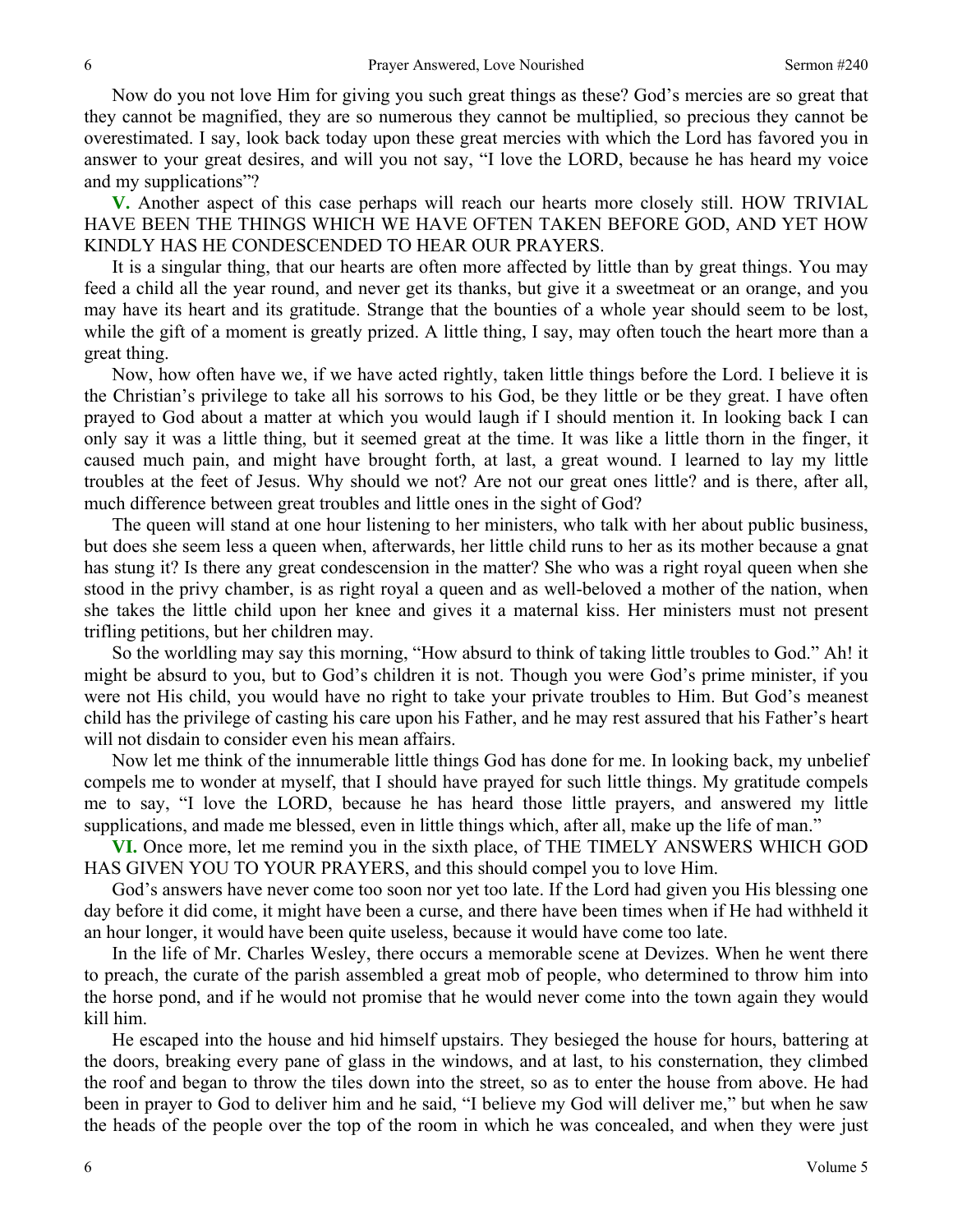Now do you not love Him for giving you such great things as these? God's mercies are so great that they cannot be magnified, they are so numerous they cannot be multiplied, so precious they cannot be overestimated. I say, look back today upon these great mercies with which the Lord has favored you in answer to your great desires, and will you not say, "I love the LORD, because he has heard my voice and my supplications"?

**V.** Another aspect of this case perhaps will reach our hearts more closely still. HOW TRIVIAL HAVE BEEN THE THINGS WHICH WE HAVE OFTEN TAKEN BEFORE GOD, AND YET HOW KINDLY HAS HE CONDESCENDED TO HEAR OUR PRAYERS.

It is a singular thing, that our hearts are often more affected by little than by great things. You may feed a child all the year round, and never get its thanks, but give it a sweetmeat or an orange, and you may have its heart and its gratitude. Strange that the bounties of a whole year should seem to be lost, while the gift of a moment is greatly prized. A little thing, I say, may often touch the heart more than a great thing.

Now, how often have we, if we have acted rightly, taken little things before the Lord. I believe it is the Christian's privilege to take all his sorrows to his God, be they little or be they great. I have often prayed to God about a matter at which you would laugh if I should mention it. In looking back I can only say it was a little thing, but it seemed great at the time. It was like a little thorn in the finger, it caused much pain, and might have brought forth, at last, a great wound. I learned to lay my little troubles at the feet of Jesus. Why should we not? Are not our great ones little? and is there, after all, much difference between great troubles and little ones in the sight of God?

The queen will stand at one hour listening to her ministers, who talk with her about public business, but does she seem less a queen when, afterwards, her little child runs to her as its mother because a gnat has stung it? Is there any great condescension in the matter? She who was a right royal queen when she stood in the privy chamber, is as right royal a queen and as well-beloved a mother of the nation, when she takes the little child upon her knee and gives it a maternal kiss. Her ministers must not present trifling petitions, but her children may.

So the worldling may say this morning, "How absurd to think of taking little troubles to God." Ah! it might be absurd to you, but to God's children it is not. Though you were God's prime minister, if you were not His child, you would have no right to take your private troubles to Him. But God's meanest child has the privilege of casting his care upon his Father, and he may rest assured that his Father's heart will not disdain to consider even his mean affairs.

Now let me think of the innumerable little things God has done for me. In looking back, my unbelief compels me to wonder at myself, that I should have prayed for such little things. My gratitude compels me to say, "I love the LORD, because he has heard those little prayers, and answered my little supplications, and made me blessed, even in little things which, after all, make up the life of man."

**VI.** Once more, let me remind you in the sixth place, of THE TIMELY ANSWERS WHICH GOD HAS GIVEN YOU TO YOUR PRAYERS, and this should compel you to love Him.

God's answers have never come too soon nor yet too late. If the Lord had given you His blessing one day before it did come, it might have been a curse, and there have been times when if He had withheld it an hour longer, it would have been quite useless, because it would have come too late.

In the life of Mr. Charles Wesley, there occurs a memorable scene at Devizes. When he went there to preach, the curate of the parish assembled a great mob of people, who determined to throw him into the horse pond, and if he would not promise that he would never come into the town again they would kill him.

He escaped into the house and hid himself upstairs. They besieged the house for hours, battering at the doors, breaking every pane of glass in the windows, and at last, to his consternation, they climbed the roof and began to throw the tiles down into the street, so as to enter the house from above. He had been in prayer to God to deliver him and he said, "I believe my God will deliver me," but when he saw the heads of the people over the top of the room in which he was concealed, and when they were just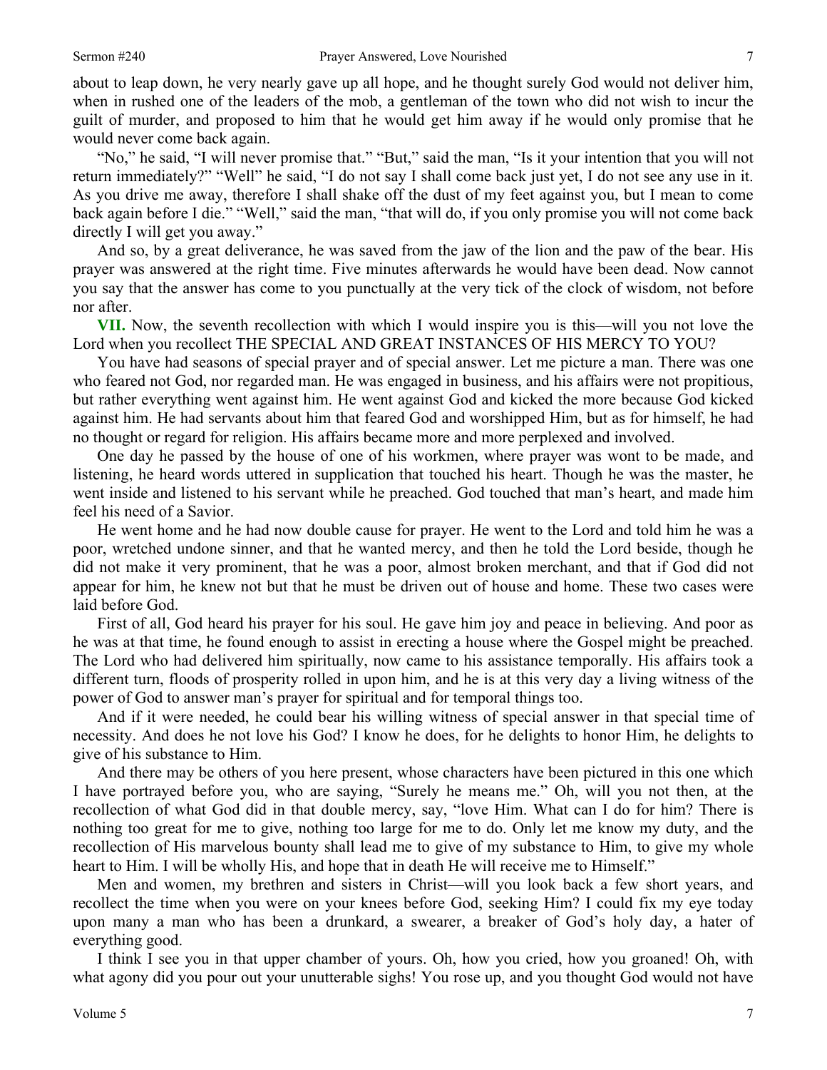about to leap down, he very nearly gave up all hope, and he thought surely God would not deliver him, when in rushed one of the leaders of the mob, a gentleman of the town who did not wish to incur the guilt of murder, and proposed to him that he would get him away if he would only promise that he would never come back again.

"No," he said, "I will never promise that." "But," said the man, "Is it your intention that you will not return immediately?" "Well" he said, "I do not say I shall come back just yet, I do not see any use in it. As you drive me away, therefore I shall shake off the dust of my feet against you, but I mean to come back again before I die." "Well," said the man, "that will do, if you only promise you will not come back directly I will get you away."

And so, by a great deliverance, he was saved from the jaw of the lion and the paw of the bear. His prayer was answered at the right time. Five minutes afterwards he would have been dead. Now cannot you say that the answer has come to you punctually at the very tick of the clock of wisdom, not before nor after.

**VII.** Now, the seventh recollection with which I would inspire you is this—will you not love the Lord when you recollect THE SPECIAL AND GREAT INSTANCES OF HIS MERCY TO YOU?

You have had seasons of special prayer and of special answer. Let me picture a man. There was one who feared not God, nor regarded man. He was engaged in business, and his affairs were not propitious, but rather everything went against him. He went against God and kicked the more because God kicked against him. He had servants about him that feared God and worshipped Him, but as for himself, he had no thought or regard for religion. His affairs became more and more perplexed and involved.

One day he passed by the house of one of his workmen, where prayer was wont to be made, and listening, he heard words uttered in supplication that touched his heart. Though he was the master, he went inside and listened to his servant while he preached. God touched that man's heart, and made him feel his need of a Savior.

He went home and he had now double cause for prayer. He went to the Lord and told him he was a poor, wretched undone sinner, and that he wanted mercy, and then he told the Lord beside, though he did not make it very prominent, that he was a poor, almost broken merchant, and that if God did not appear for him, he knew not but that he must be driven out of house and home. These two cases were laid before God.

First of all, God heard his prayer for his soul. He gave him joy and peace in believing. And poor as he was at that time, he found enough to assist in erecting a house where the Gospel might be preached. The Lord who had delivered him spiritually, now came to his assistance temporally. His affairs took a different turn, floods of prosperity rolled in upon him, and he is at this very day a living witness of the power of God to answer man's prayer for spiritual and for temporal things too.

And if it were needed, he could bear his willing witness of special answer in that special time of necessity. And does he not love his God? I know he does, for he delights to honor Him, he delights to give of his substance to Him.

And there may be others of you here present, whose characters have been pictured in this one which I have portrayed before you, who are saying, "Surely he means me." Oh, will you not then, at the recollection of what God did in that double mercy, say, "love Him. What can I do for him? There is nothing too great for me to give, nothing too large for me to do. Only let me know my duty, and the recollection of His marvelous bounty shall lead me to give of my substance to Him, to give my whole heart to Him. I will be wholly His, and hope that in death He will receive me to Himself."

Men and women, my brethren and sisters in Christ—will you look back a few short years, and recollect the time when you were on your knees before God, seeking Him? I could fix my eye today upon many a man who has been a drunkard, a swearer, a breaker of God's holy day, a hater of everything good.

I think I see you in that upper chamber of yours. Oh, how you cried, how you groaned! Oh, with what agony did you pour out your unutterable sighs! You rose up, and you thought God would not have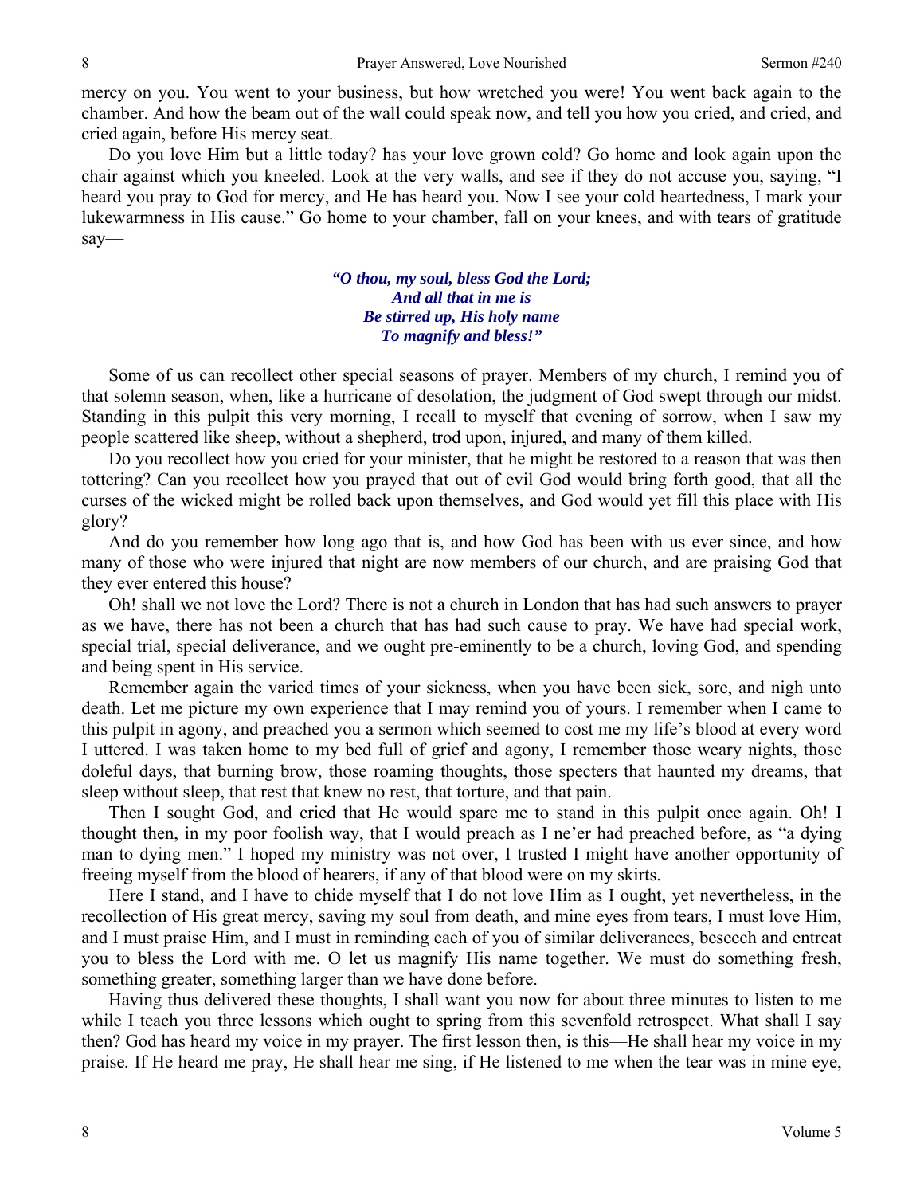mercy on you. You went to your business, but how wretched you were! You went back again to the chamber. And how the beam out of the wall could speak now, and tell you how you cried, and cried, and cried again, before His mercy seat.

Do you love Him but a little today? has your love grown cold? Go home and look again upon the chair against which you kneeled. Look at the very walls, and see if they do not accuse you, saying, "I heard you pray to God for mercy, and He has heard you. Now I see your cold heartedness, I mark your lukewarmness in His cause." Go home to your chamber, fall on your knees, and with tears of gratitude say—

> ***"O thou, my soul, bless God the Lord;***
> ***And all that in me is***
> ***Be stirred up, His holy name***
> ***To magnify and bless!"***

Some of us can recollect other special seasons of prayer. Members of my church, I remind you of that solemn season, when, like a hurricane of desolation, the judgment of God swept through our midst. Standing in this pulpit this very morning, I recall to myself that evening of sorrow, when I saw my people scattered like sheep, without a shepherd, trod upon, injured, and many of them killed.

Do you recollect how you cried for your minister, that he might be restored to a reason that was then tottering? Can you recollect how you prayed that out of evil God would bring forth good, that all the curses of the wicked might be rolled back upon themselves, and God would yet fill this place with His glory?

And do you remember how long ago that is, and how God has been with us ever since, and how many of those who were injured that night are now members of our church, and are praising God that they ever entered this house?

Oh! shall we not love the Lord? There is not a church in London that has had such answers to prayer as we have, there has not been a church that has had such cause to pray. We have had special work, special trial, special deliverance, and we ought pre-eminently to be a church, loving God, and spending and being spent in His service.

Remember again the varied times of your sickness, when you have been sick, sore, and nigh unto death. Let me picture my own experience that I may remind you of yours. I remember when I came to this pulpit in agony, and preached you a sermon which seemed to cost me my life's blood at every word I uttered. I was taken home to my bed full of grief and agony, I remember those weary nights, those doleful days, that burning brow, those roaming thoughts, those specters that haunted my dreams, that sleep without sleep, that rest that knew no rest, that torture, and that pain.

Then I sought God, and cried that He would spare me to stand in this pulpit once again. Oh! I thought then, in my poor foolish way, that I would preach as I ne'er had preached before, as "a dying man to dying men." I hoped my ministry was not over, I trusted I might have another opportunity of freeing myself from the blood of hearers, if any of that blood were on my skirts.

Here I stand, and I have to chide myself that I do not love Him as I ought, yet nevertheless, in the recollection of His great mercy, saving my soul from death, and mine eyes from tears, I must love Him, and I must praise Him, and I must in reminding each of you of similar deliverances, beseech and entreat you to bless the Lord with me. O let us magnify His name together. We must do something fresh, something greater, something larger than we have done before.

Having thus delivered these thoughts, I shall want you now for about three minutes to listen to me while I teach you three lessons which ought to spring from this sevenfold retrospect. What shall I say then? God has heard my voice in my prayer. The first lesson then, is this—He shall hear my voice in my praise. If He heard me pray, He shall hear me sing, if He listened to me when the tear was in mine eye,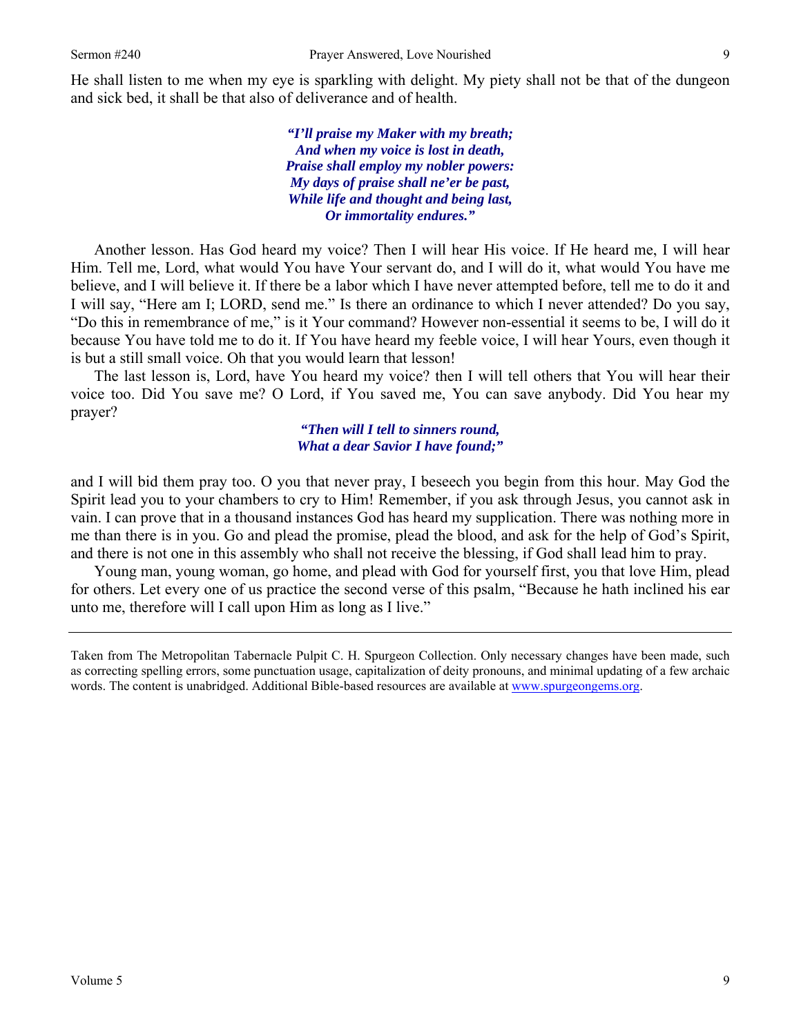He shall listen to me when my eye is sparkling with delight. My piety shall not be that of the dungeon and sick bed, it shall be that also of deliverance and of health.

> ***"I'll praise my Maker with my breath;***
> ***And when my voice is lost in death,***
> ***Praise shall employ my nobler powers:***
> ***My days of praise shall ne'er be past,***
> ***While life and thought and being last,***
> ***Or immortality endures."***

Another lesson. Has God heard my voice? Then I will hear His voice. If He heard me, I will hear Him. Tell me, Lord, what would You have Your servant do, and I will do it, what would You have me believe, and I will believe it. If there be a labor which I have never attempted before, tell me to do it and I will say, "Here am I; LORD, send me." Is there an ordinance to which I never attended? Do you say, "Do this in remembrance of me," is it Your command? However non-essential it seems to be, I will do it because You have told me to do it. If You have heard my feeble voice, I will hear Yours, even though it is but a still small voice. Oh that you would learn that lesson!

The last lesson is, Lord, have You heard my voice? then I will tell others that You will hear their voice too. Did You save me? O Lord, if You saved me, You can save anybody. Did You hear my prayer?

> ***"Then will I tell to sinners round,***
> ***What a dear Savior I have found;"***

and I will bid them pray too. O you that never pray, I beseech you begin from this hour. May God the Spirit lead you to your chambers to cry to Him! Remember, if you ask through Jesus, you cannot ask in vain. I can prove that in a thousand instances God has heard my supplication. There was nothing more in me than there is in you. Go and plead the promise, plead the blood, and ask for the help of God's Spirit, and there is not one in this assembly who shall not receive the blessing, if God shall lead him to pray.

Young man, young woman, go home, and plead with God for yourself first, you that love Him, plead for others. Let every one of us practice the second verse of this psalm, "Because he hath inclined his ear unto me, therefore will I call upon Him as long as I live."

---

Taken from The Metropolitan Tabernacle Pulpit C. H. Spurgeon Collection. Only necessary changes have been made, such as correcting spelling errors, some punctuation usage, capitalization of deity pronouns, and minimal updating of a few archaic words. The content is unabridged. Additional Bible-based resources are available at www.spurgeongems.org.